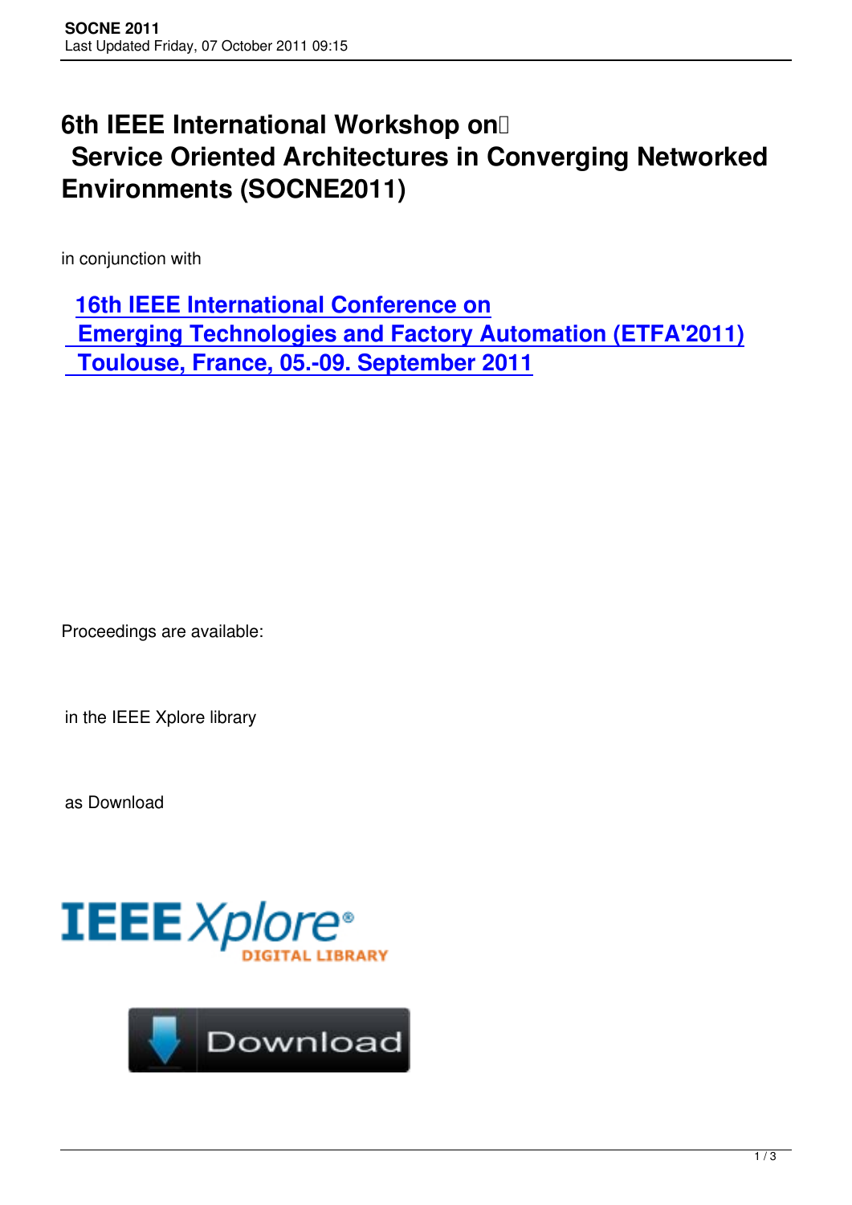# 6th IEEE International Workshop on Service Oriented Architectures in Converging Networked Environments (SOCNE2011)

in conjunction with

**16th IEEE International Conference on Emerging Technologies and Factory Automation (ETFA'2011) Toulouse, France, 05.-09. September 2011**

Proceedings are available:

in the IEEE Xplore library

as Download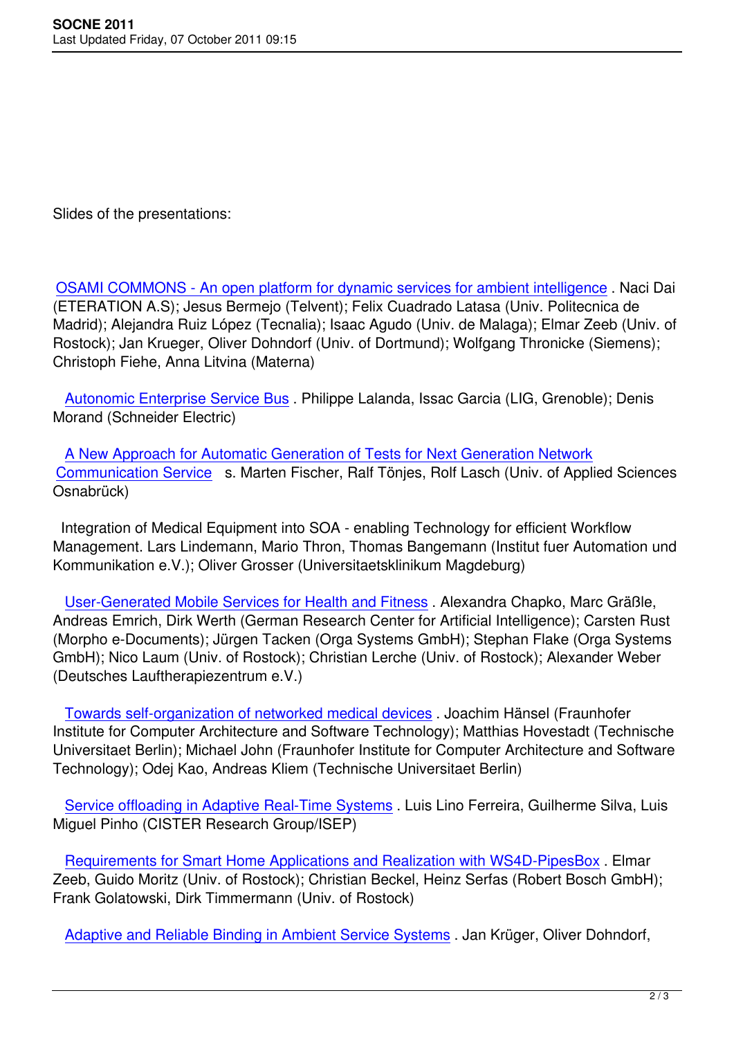Slides of the presentations:

OSAMI COMMONS - An open platform for dynamic services for ambient intelligence . Naci Dai (ETERATION A.S); Jesus Bermejo (Telvent); Felix Cuadrado Latasa (Univ. Politecnica de Madrid); Alejandra Ruiz López (Tecnalia); Isaac Agudo (Univ. de Malaga); Elmar Zeeb (Univ. of Rostock); Jan Krueger, Oliver Dohndorf (Univ. of Dortmund); Wolfgang Thronicke (Siemens); Christoph Fiehe, Anna Litvina (Materna)

Autonomic Enterprise Service Bus . Philippe Lalanda, Issac Garcia (LIG, Grenoble); Denis Morand (Schneider Electric)

A New Approach for Automatic Generation of Tests for Next Generation Network Communication Service s. Marten Fischer, Ralf Tönjes, Rolf Lasch (Univ. of Applied Sciences Osnabrück)

Integration of Medical Equipment into SOA - enabling Technology for efficient Workflow Management. Lars Lindemann, Mario Thron, Thomas Bangemann (Institut fuer Automation und Kommunikation e.V.); Oliver Grosser (Universitaetsklinikum Magdeburg)

User-Generated Mobile Services for Health and Fitness . Alexandra Chapko, Marc Gräßle, Andreas Emrich, Dirk Werth (German Research Center for Artificial Intelligence); Carsten Rust (Morpho e-Documents); Jürgen Tacken (Orga Systems GmbH); Stephan Flake (Orga Systems GmbH); Nico Laum (Univ. of Rostock); Christian Lerche (Univ. of Rostock); Alexander Weber (Deutsches Lauftherapiezentrum e.V.)

Towards self-organization of networked medical devices . Joachim Hänsel (Fraunhofer Institute for Computer Architecture and Software Technology); Matthias Hovestadt (Technische Universitaet Berlin); Michael John (Fraunhofer Institute for Computer Architecture and Software Technology); Odej Kao, Andreas Kliem (Technische Universitaet Berlin)

Service offloading in Adaptive Real-Time Systems . Luis Lino Ferreira, Guilherme Silva, Luis Miguel Pinho (CISTER Research Group/ISEP)

Requirements for Smart Home Applications and Realization with WS4D-PipesBox . Elmar Zeeb, Guido Moritz (Univ. of Rostock); Christian Beckel, Heinz Serfas (Robert Bosch GmbH); Frank Golatowski, Dirk Timmermann (Univ. of Rostock)

Adaptive and Reliable Binding in Ambient Service Systems . Jan Krüger, Oliver Dohndorf,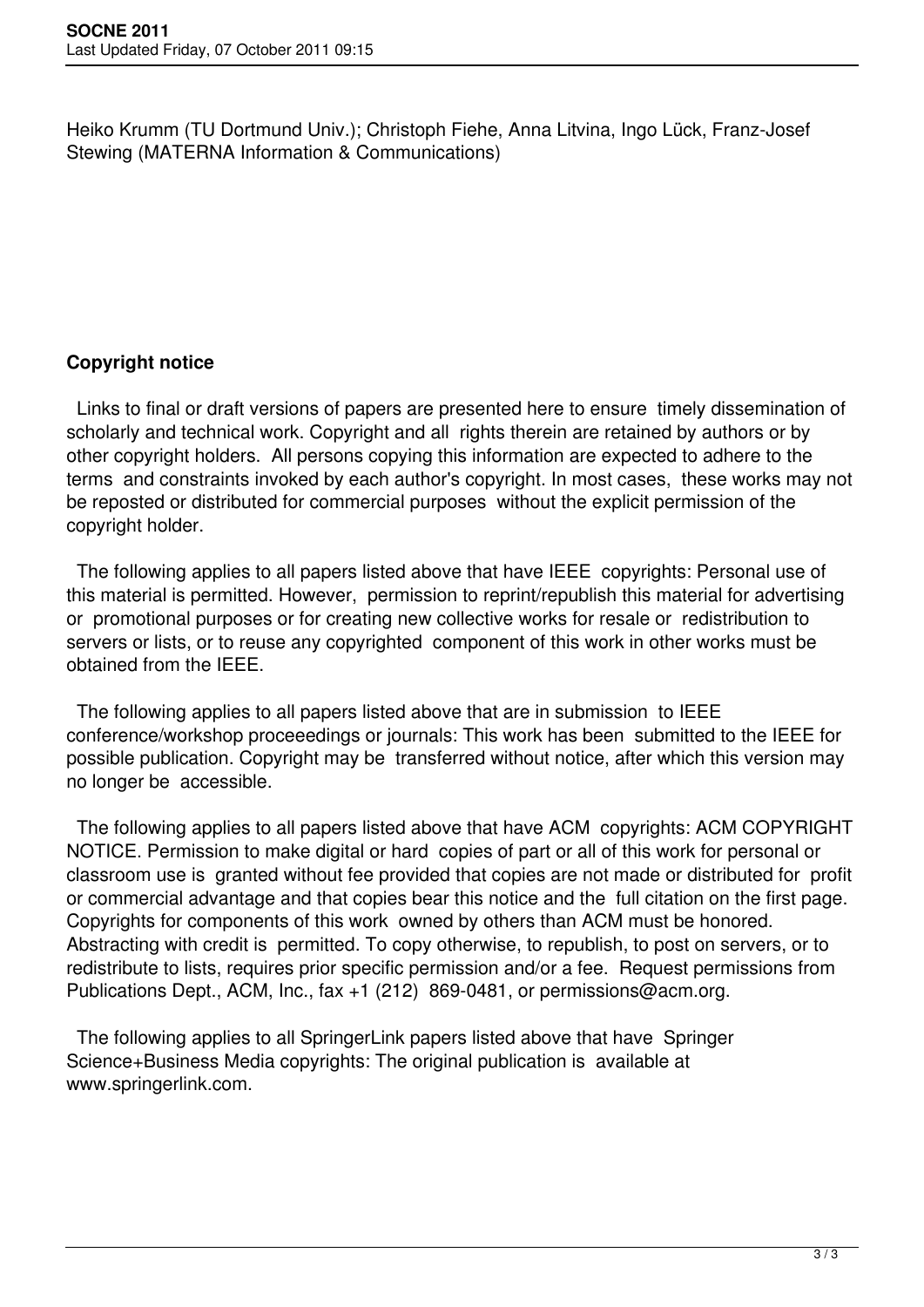Heiko Krumm (TU Dortmund Univ.); Christoph Fiehe, Anna Litvina, Ingo Lück, Franz-Josef Stewing (MATERNA Information & Communications)

**Copyright notice**

Links to final or draft versions of papers are presented here to ensure timely dissemination of scholarly and technical work. Copyright and all rights therein are retained by authors or by other copyright holders. All persons copying this information are expected to adhere to the terms and constraints invoked by each author's copyright. In most cases, these works may not be reposted or distributed for commercial purposes without the explicit permission of the copyright holder.

The following applies to all papers listed above that have IEEE copyrights: Personal use of this material is permitted. However, permission to reprint/republish this material for advertising or promotional purposes or for creating new collective works for resale or redistribution to servers or lists, or to reuse any copyrighted component of this work in other works must be obtained from the IEEE.

The following applies to all papers listed above that are in submission to IEEE conference/workshop proceeedings or journals: This work has been submitted to the IEEE for possible publication. Copyright may be transferred without notice, after which this version may no longer be accessible.

The following applies to all papers listed above that have ACM copyrights: ACM COPYRIGHT NOTICE. Permission to make digital or hard copies of part or all of this work for personal or classroom use is granted without fee provided that copies are not made or distributed for profit or commercial advantage and that copies bear this notice and the full citation on the first page. Copyrights for components of this work owned by others than ACM must be honored. Abstracting with credit is permitted. To copy otherwise, to republish, to post on servers, or to redistribute to lists, requires prior specific permission and/or a fee. Request permissions from Publications Dept., ACM, Inc., fax +1 (212) 869-0481, or permissions@acm.org.

The following applies to all SpringerLink papers listed above that have Springer Science+Business Media copyrights: The original publication is available at www.springerlink.com.